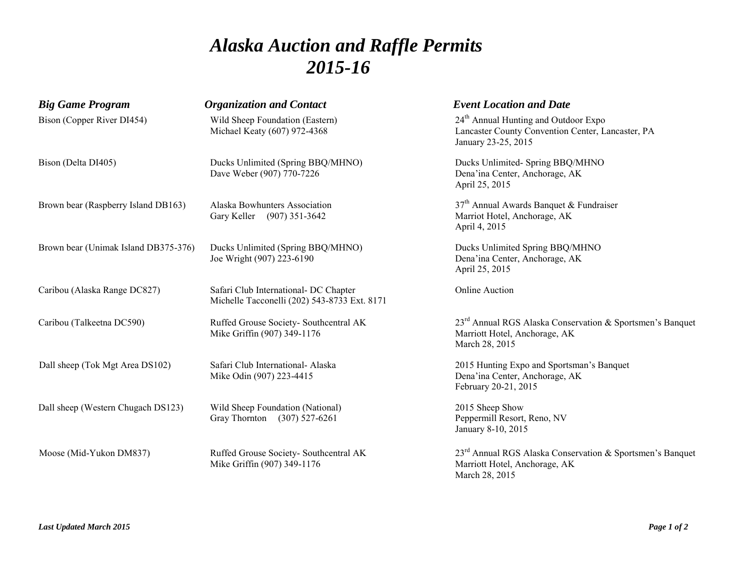# *Alaska Auction and Raffle Permits 2015-16*

| *Big Game Program* | *Organization and Contact* | *Event Location and Date* |
|---|---|---|
| Bison (Copper River DI454) | Wild Sheep Foundation (Eastern)<br>Michael Keaty (607) 972-4368 | 24th Annual Hunting and Outdoor Expo<br>Lancaster County Convention Center, Lancaster, PA<br>January 23-25, 2015 |
| Bison (Delta DI405) | Ducks Unlimited (Spring BBQ/MHNO)<br>Dave Weber (907) 770-7226 | Ducks Unlimited- Spring BBQ/MHNO<br>Dena'ina Center, Anchorage, AK<br>April 25, 2015 |
| Brown bear (Raspberry Island DB163) | Alaska Bowhunters Association<br>Gary Keller (907) 351-3642 | 37th Annual Awards Banquet & Fundraiser<br>Marriot Hotel, Anchorage, AK<br>April 4, 2015 |
| Brown bear (Unimak Island DB375-376) | Ducks Unlimited (Spring BBQ/MHNO)<br>Joe Wright (907) 223-6190 | Ducks Unlimited Spring BBQ/MHNO<br>Dena'ina Center, Anchorage, AK<br>April 25, 2015 |
| Caribou (Alaska Range DC827) | Safari Club International- DC Chapter<br>Michelle Tacconelli (202) 543-8733 Ext. 8171 | Online Auction |
| Caribou (Talkeetna DC590) | Ruffed Grouse Society- Southcentral AK<br>Mike Griffin (907) 349-1176 | 23rd Annual RGS Alaska Conservation & Sportsmen's Banquet<br>Marriott Hotel, Anchorage, AK<br>March 28, 2015 |
| Dall sheep (Tok Mgt Area DS102) | Safari Club International- Alaska<br>Mike Odin (907) 223-4415 | 2015 Hunting Expo and Sportsman's Banquet<br>Dena'ina Center, Anchorage, AK<br>February 20-21, 2015 |
| Dall sheep (Western Chugach DS123) | Wild Sheep Foundation (National)<br>Gray Thornton (307) 527-6261 | 2015 Sheep Show<br>Peppermill Resort, Reno, NV<br>January 8-10, 2015 |
| Moose (Mid-Yukon DM837) | Ruffed Grouse Society- Southcentral AK<br>Mike Griffin (907) 349-1176 | 23rd Annual RGS Alaska Conservation & Sportsmen's Banquet<br>Marriott Hotel, Anchorage, AK<br>March 28, 2015 |

***Last Updated March 2015***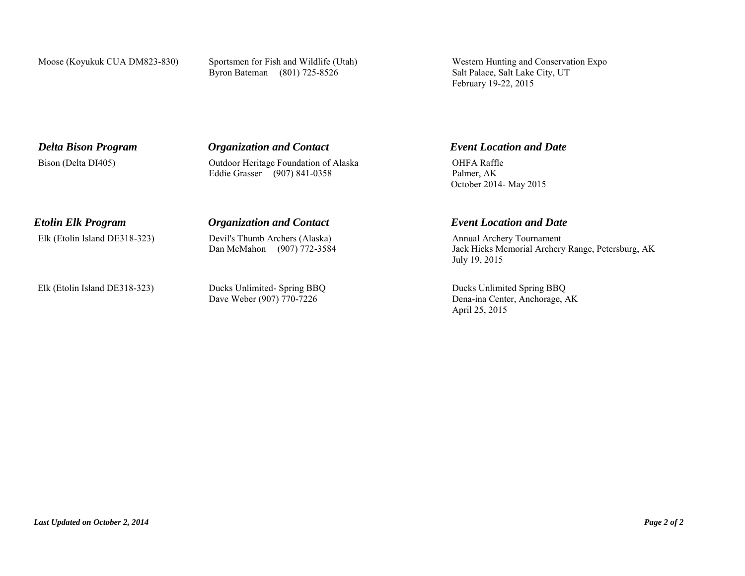| | | |
|---|---|---|
| Moose (Koyukuk CUA DM823-830) | Sportsmen for Fish and Wildlife (Utah)<br>Byron Bateman (801) 725-8526 | Western Hunting and Conservation Expo<br>Salt Palace, Salt Lake City, UT<br>February 19-22, 2015 |

| *Delta Bison Program* | *Organization and Contact* | *Event Location and Date* |
|---|---|---|
| Bison (Delta DI405) | Outdoor Heritage Foundation of Alaska<br>Eddie Grasser (907) 841-0358 | OHFA Raffle<br>Palmer, AK<br>October 2014- May 2015 |

| *Etolin Elk Program* | *Organization and Contact* | *Event Location and Date* |
|---|---|---|
| Elk (Etolin Island DE318-323) | Devil's Thumb Archers (Alaska)<br>Dan McMahon (907) 772-3584 | Annual Archery Tournament<br>Jack Hicks Memorial Archery Range, Petersburg, AK<br>July 19, 2015 |
| Elk (Etolin Island DE318-323) | Ducks Unlimited- Spring BBQ<br>Dave Weber (907) 770-7226 | Ducks Unlimited Spring BBQ<br>Dena-ina Center, Anchorage, AK<br>April 25, 2015 |

*Last Updated on October 2, 2014*